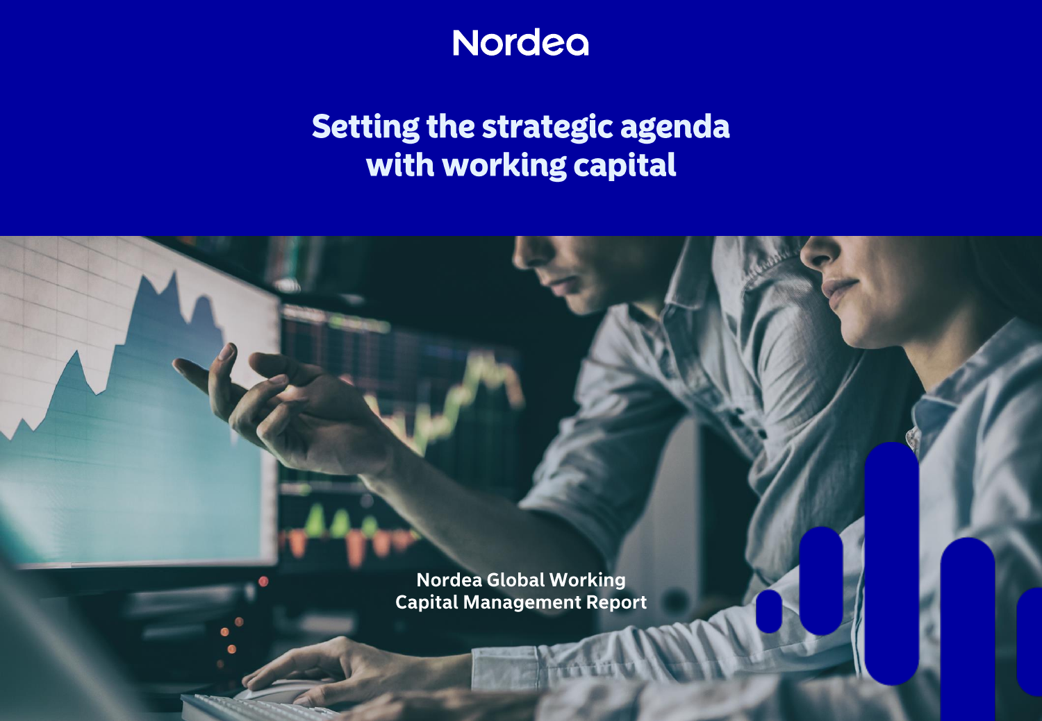Nordea

# Setting the strategic agenda with working capital

Nordea Global Working Capital Management Report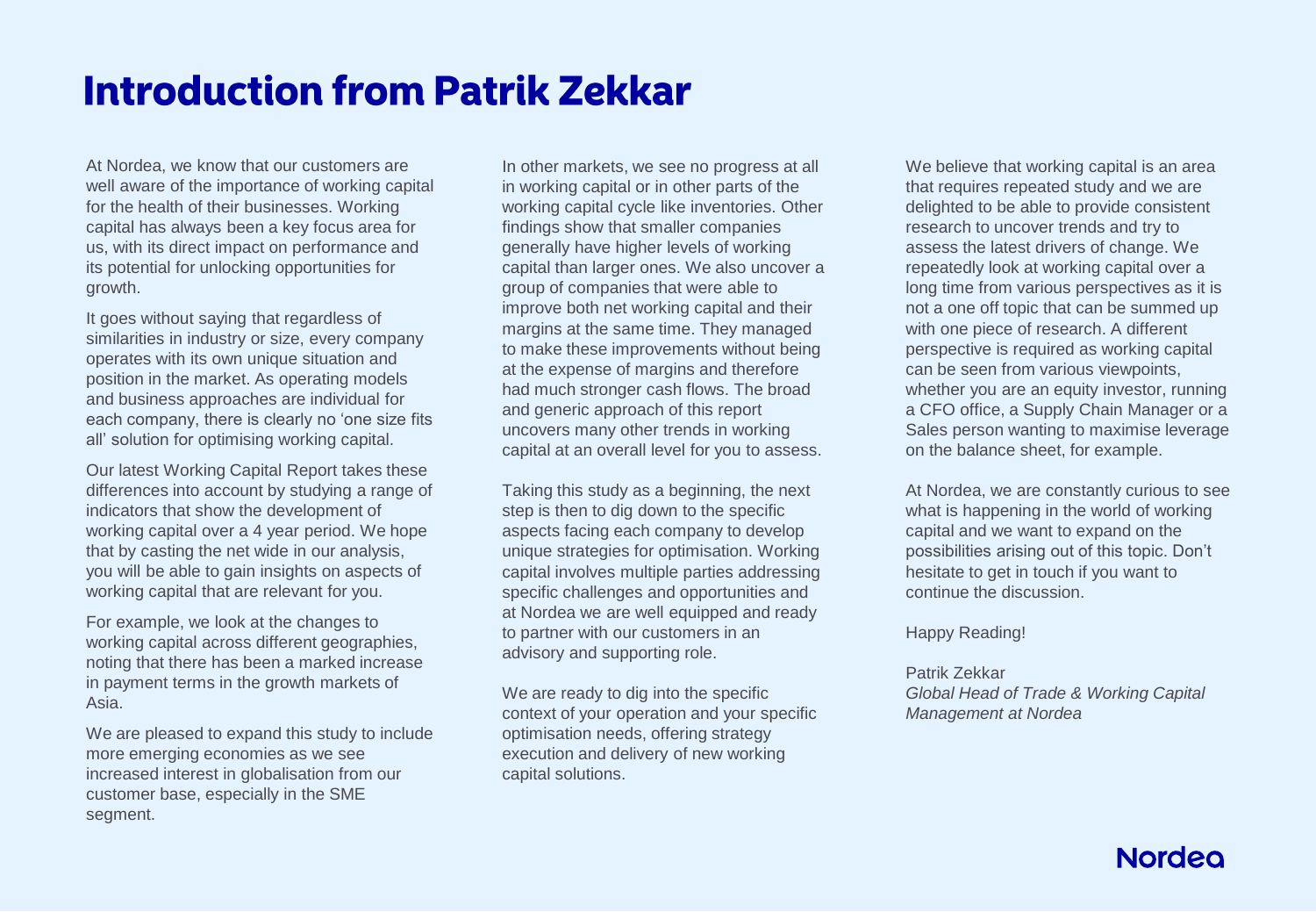# Introduction from Patrik Zekkar

At Nordea, we know that our customers are well aware of the importance of working capital for the health of their businesses. Working capital has always been a key focus area for us, with its direct impact on performance and its potential for unlocking opportunities for growth.

It goes without saying that regardless of similarities in industry or size, every company operates with its own unique situation and position in the market. As operating models and business approaches are individual for each company, there is clearly no 'one size fits all' solution for optimising working capital.

Our latest Working Capital Report takes these differences into account by studying a range of indicators that show the development of working capital over a 4 year period. We hope that by casting the net wide in our analysis, you will be able to gain insights on aspects of working capital that are relevant for you.

For example, we look at the changes to working capital across different geographies, noting that there has been a marked increase in payment terms in the growth markets of Asia.

We are pleased to expand this study to include more emerging economies as we see increased interest in globalisation from our customer base, especially in the SME segment.

In other markets, we see no progress at all in working capital or in other parts of the working capital cycle like inventories. Other findings show that smaller companies generally have higher levels of working capital than larger ones. We also uncover a group of companies that were able to improve both net working capital and their margins at the same time. They managed to make these improvements without being at the expense of margins and therefore had much stronger cash flows. The broad and generic approach of this report uncovers many other trends in working capital at an overall level for you to assess.

Taking this study as a beginning, the next step is then to dig down to the specific aspects facing each company to develop unique strategies for optimisation. Working capital involves multiple parties addressing specific challenges and opportunities and at Nordea we are well equipped and ready to partner with our customers in an advisory and supporting role.

We are ready to dig into the specific context of your operation and your specific optimisation needs, offering strategy execution and delivery of new working capital solutions.

We believe that working capital is an area that requires repeated study and we are delighted to be able to provide consistent research to uncover trends and try to assess the latest drivers of change. We repeatedly look at working capital over a long time from various perspectives as it is not a one off topic that can be summed up with one piece of research. A different perspective is required as working capital can be seen from various viewpoints, whether you are an equity investor, running a CFO office, a Supply Chain Manager or a Sales person wanting to maximise leverage on the balance sheet, for example.

At Nordea, we are constantly curious to see what is happening in the world of working capital and we want to expand on the possibilities arising out of this topic. Don't hesitate to get in touch if you want to continue the discussion.

Happy Reading!

Patrik Zekkar
*Global Head of Trade & Working Capital Management at Nordea*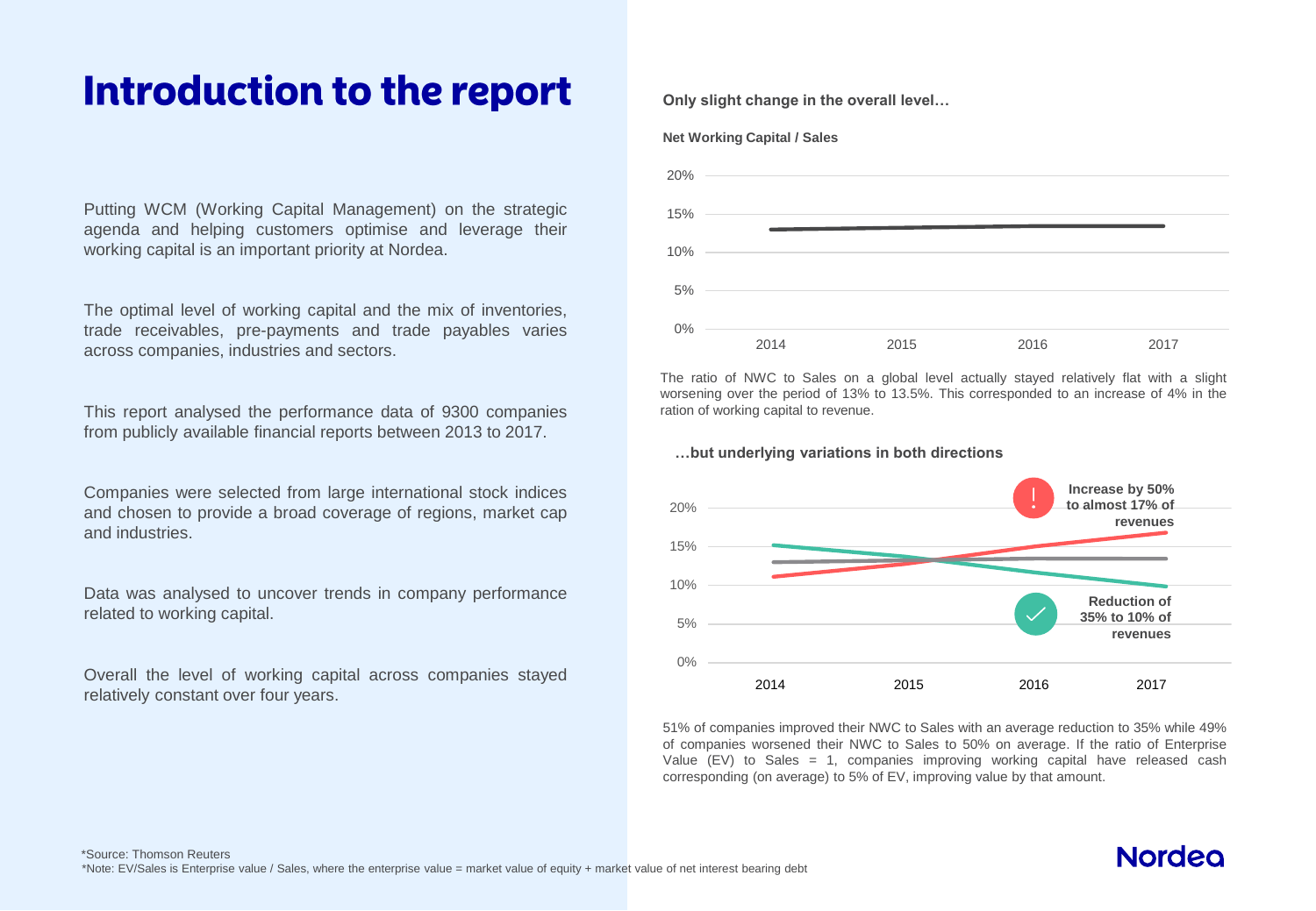# Introduction to the report

Putting WCM (Working Capital Management) on the strategic agenda and helping customers optimise and leverage their working capital is an important priority at Nordea.

The optimal level of working capital and the mix of inventories, trade receivables, pre-payments and trade payables varies across companies, industries and sectors.

This report analysed the performance data of 9300 companies from publicly available financial reports between 2013 to 2017.

Companies were selected from large international stock indices and chosen to provide a broad coverage of regions, market cap and industries.

Data was analysed to uncover trends in company performance related to working capital.

Overall the level of working capital across companies stayed relatively constant over four years.

**Only slight change in the overall level…**

**Net Working Capital / Sales**

The ratio of NWC to Sales on a global level actually stayed relatively flat with a slight worsening over the period of 13% to 13.5%. This corresponded to an increase of 4% in the ration of working capital to revenue.

**…but underlying variations in both directions**

**Increase by 50% to almost 17% of revenues**

**Reduction of 35% to 10% of revenues**

51% of companies improved their NWC to Sales with an average reduction to 35% while 49% of companies worsened their NWC to Sales to 50% on average. If the ratio of Enterprise Value (EV) to Sales = 1, companies improving working capital have released cash corresponding (on average) to 5% of EV, improving value by that amount.

*Source: Thomson Reuters
*Note: EV/Sales is Enterprise value / Sales, where the enterprise value = market value of equity + market value of net interest bearing debt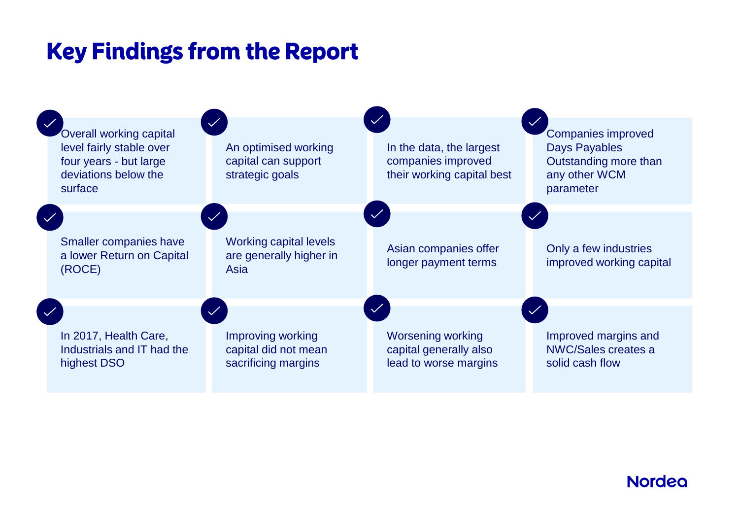# Key Findings from the Report

- Overall working capital level fairly stable over four years - but large deviations below the surface
- An optimised working capital can support strategic goals
- In the data, the largest companies improved their working capital best
- Companies improved Days Payables Outstanding more than any other WCM parameter
- Smaller companies have a lower Return on Capital (ROCE)
- Working capital levels are generally higher in Asia
- Asian companies offer longer payment terms
- Only a few industries improved working capital
- In 2017, Health Care, Industrials and IT had the highest DSO
- Improving working capital did not mean sacrificing margins
- Worsening working capital generally also lead to worse margins
- Improved margins and NWC/Sales creates a solid cash flow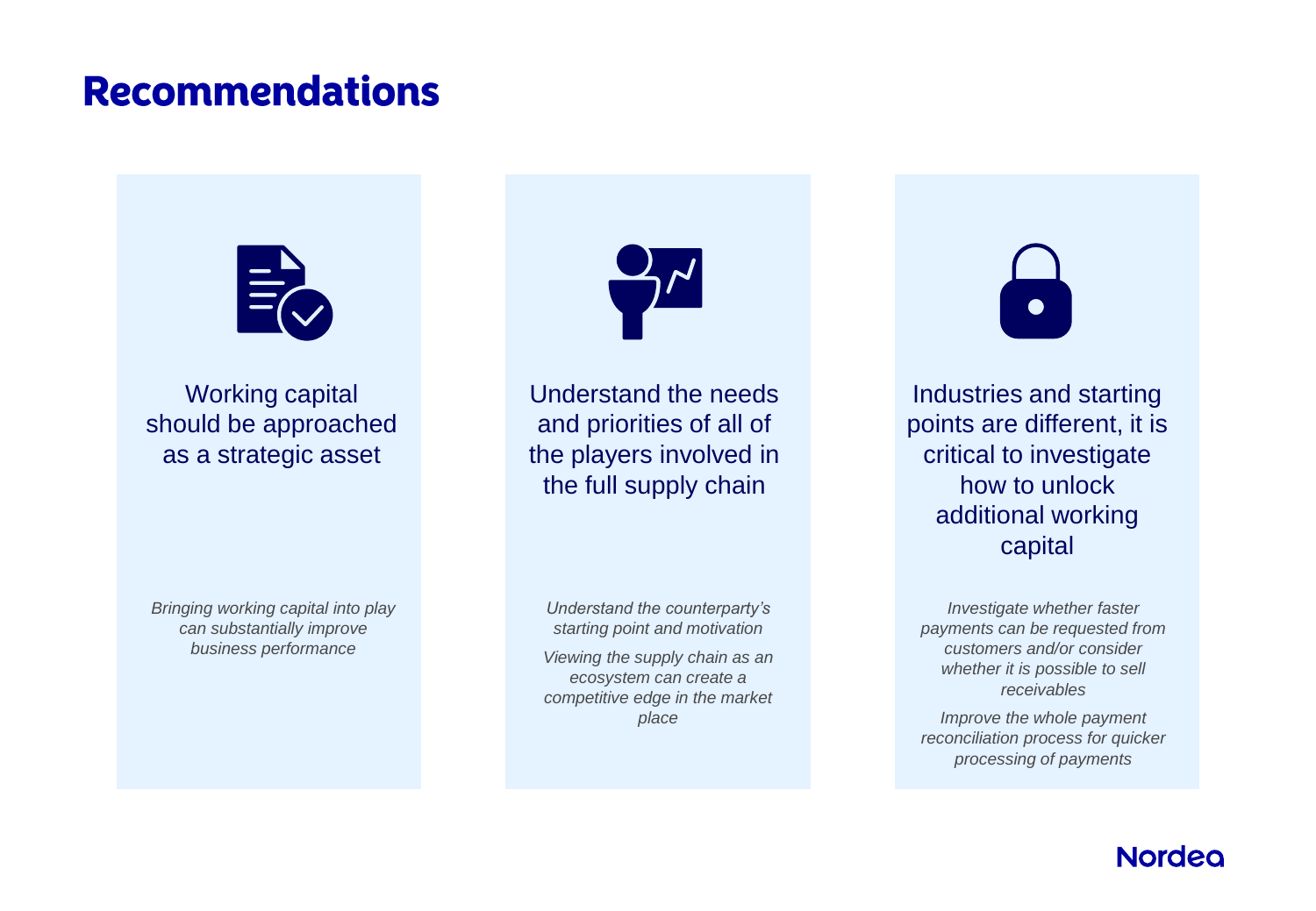# Recommendations

### Working capital should be approached as a strategic asset

*Bringing working capital into play can substantially improve business performance*

### Understand the needs and priorities of all of the players involved in the full supply chain

*Understand the counterparty's starting point and motivation*

*Viewing the supply chain as an ecosystem can create a competitive edge in the market place*

### Industries and starting points are different, it is critical to investigate how to unlock additional working capital

*Investigate whether faster payments can be requested from customers and/or consider whether it is possible to sell receivables*

*Improve the whole payment reconciliation process for quicker processing of payments*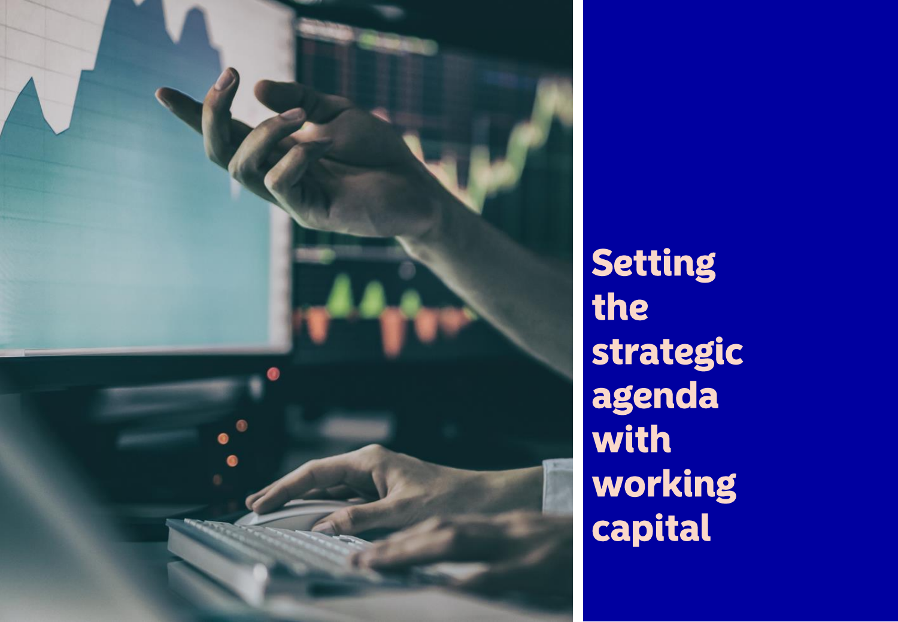# Setting the strategic agenda with working capital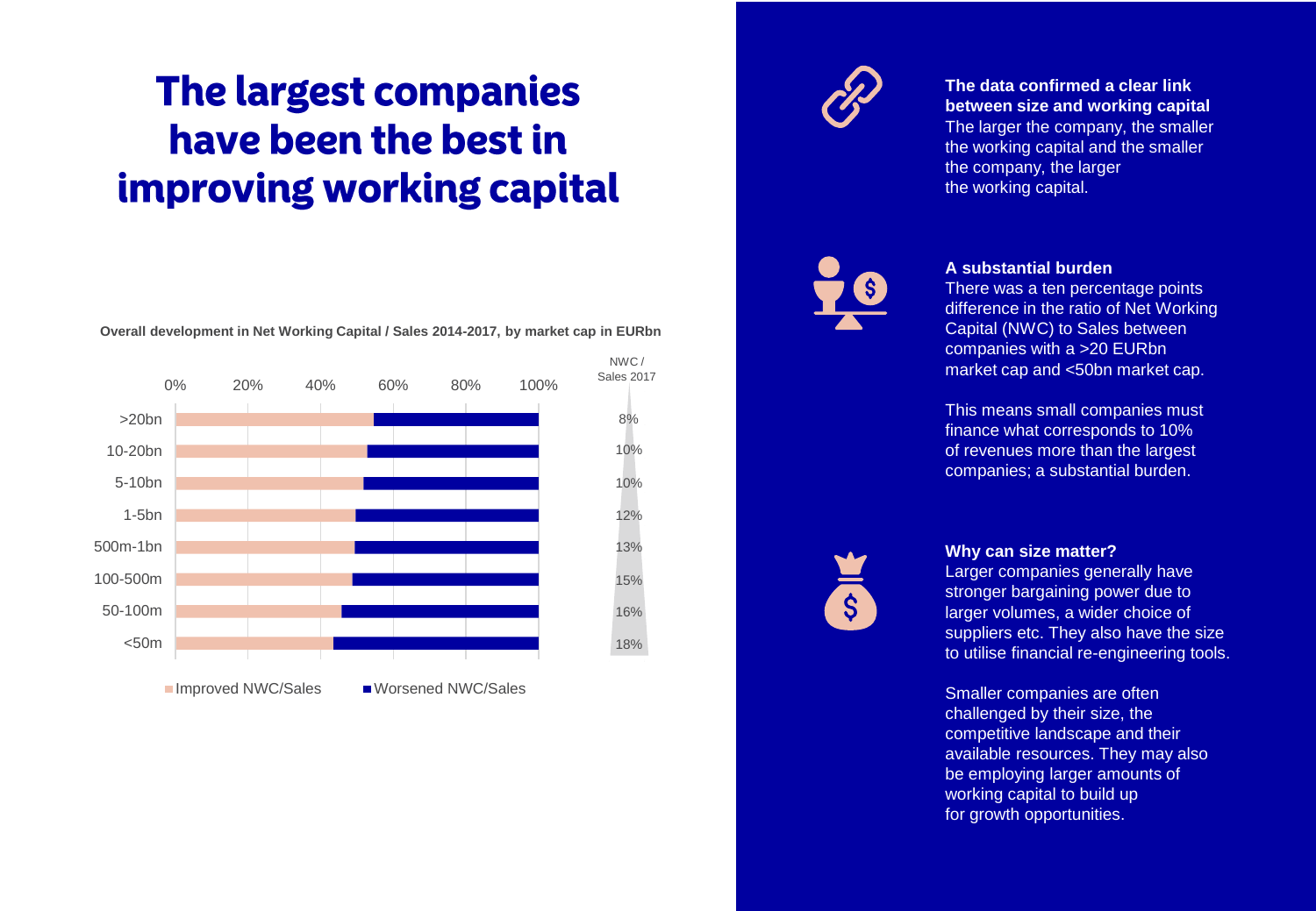# The largest companies have been the best in improving working capital

**Overall development in Net Working Capital / Sales 2014-2017, by market cap in EURbn**

| Market cap | NWC / Sales 2017 |
|---|---|
| >20bn | 8% |
| 10-20bn | 10% |
| 5-10bn | 10% |
| 1-5bn | 12% |
| 500m-1bn | 13% |
| 100-500m | 15% |
| 50-100m | 16% |
| <50m | 18% |

Improved NWC/Sales ■ Worsened NWC/Sales

**The data confirmed a clear link between size and working capital**
The larger the company, the smaller the working capital and the smaller the company, the larger the working capital.

**A substantial burden**
There was a ten percentage points difference in the ratio of Net Working Capital (NWC) to Sales between companies with a >20 EURbn market cap and <50bn market cap.

This means small companies must finance what corresponds to 10% of revenues more than the largest companies; a substantial burden.

**Why can size matter?**
Larger companies generally have stronger bargaining power due to larger volumes, a wider choice of suppliers etc. They also have the size to utilise financial re-engineering tools.

Smaller companies are often challenged by their size, the competitive landscape and their available resources. They may also be employing larger amounts of working capital to build up for growth opportunities.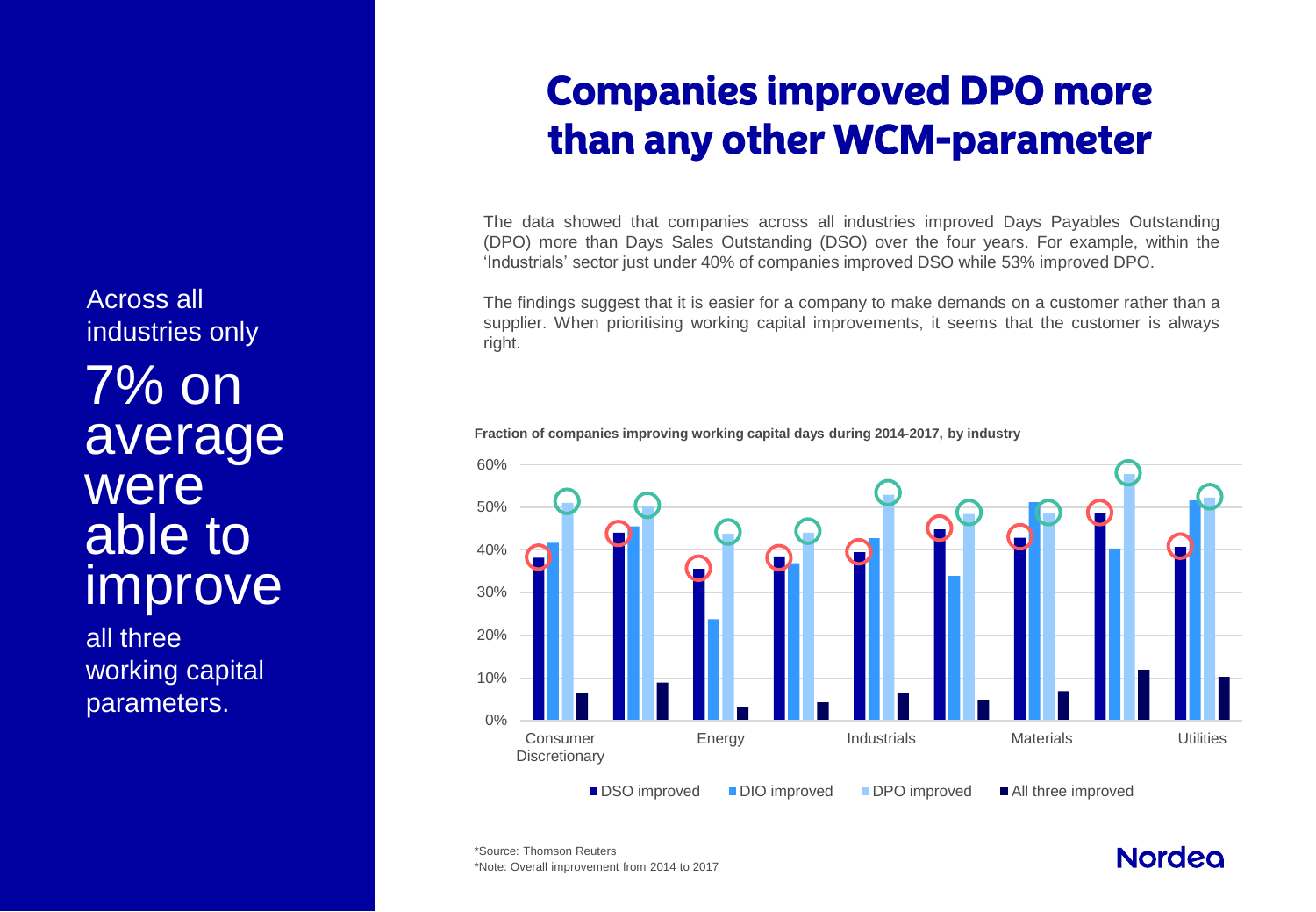Across all industries only

7% on average were able to improve

all three working capital parameters.

# Companies improved DPO more than any other WCM-parameter

The data showed that companies across all industries improved Days Payables Outstanding (DPO) more than Days Sales Outstanding (DSO) over the four years. For example, within the 'Industrials' sector just under 40% of companies improved DSO while 53% improved DPO.

The findings suggest that it is easier for a company to make demands on a customer rather than a supplier. When prioritising working capital improvements, it seems that the customer is always right.

**Fraction of companies improving working capital days during 2014-2017, by industry**

60%
50%
40%
30%
20%
10%
0%

Consumer Discretionary | Energy | Industrials | Materials | Utilities

DSO improved | DIO improved | DPO improved | All three improved

*Source: Thomson Reuters
*Note: Overall improvement from 2014 to 2017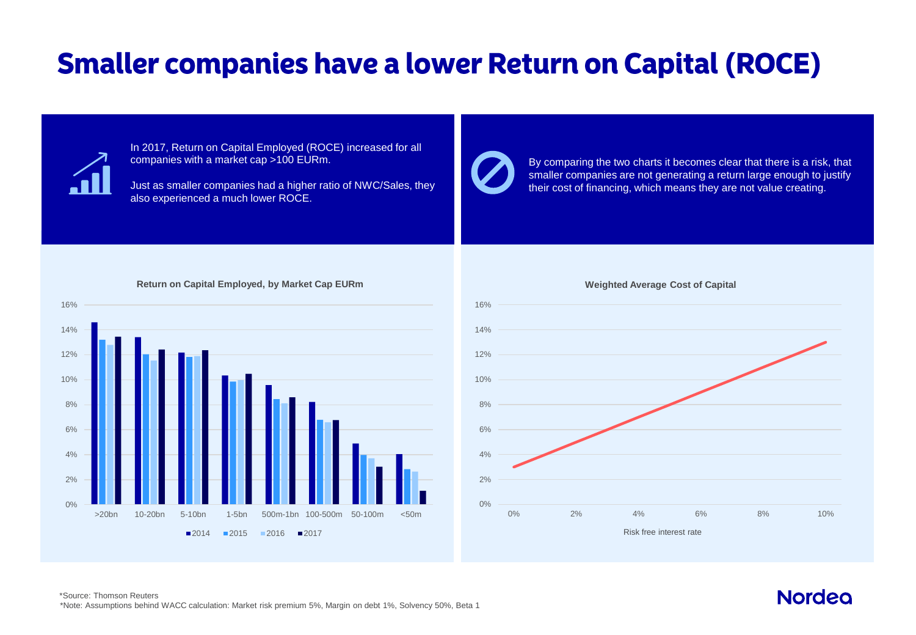# Smaller companies have a lower Return on Capital (ROCE)

In 2017, Return on Capital Employed (ROCE) increased for all companies with a market cap >100 EURm.

Just as smaller companies had a higher ratio of NWC/Sales, they also experienced a much lower ROCE.

By comparing the two charts it becomes clear that there is a risk, that smaller companies are not generating a return large enough to justify their cost of financing, which means they are not value creating.

**Return on Capital Employed, by Market Cap EURm**

**Weighted Average Cost of Capital**

*Source: Thomson Reuters

*Note: Assumptions behind WACC calculation: Market risk premium 5%, Margin on debt 1%, Solvency 50%, Beta 1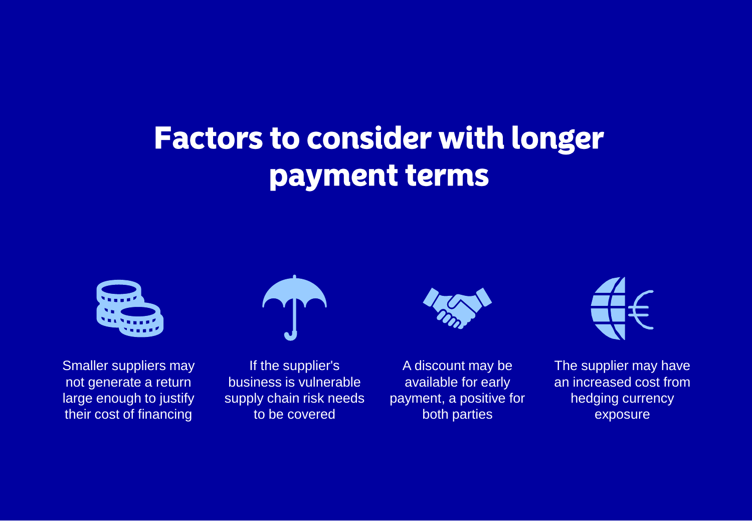# Factors to consider with longer payment terms

- Smaller suppliers may not generate a return large enough to justify their cost of financing
- If the supplier's business is vulnerable supply chain risk needs to be covered
- A discount may be available for early payment, a positive for both parties
- The supplier may have an increased cost from hedging currency exposure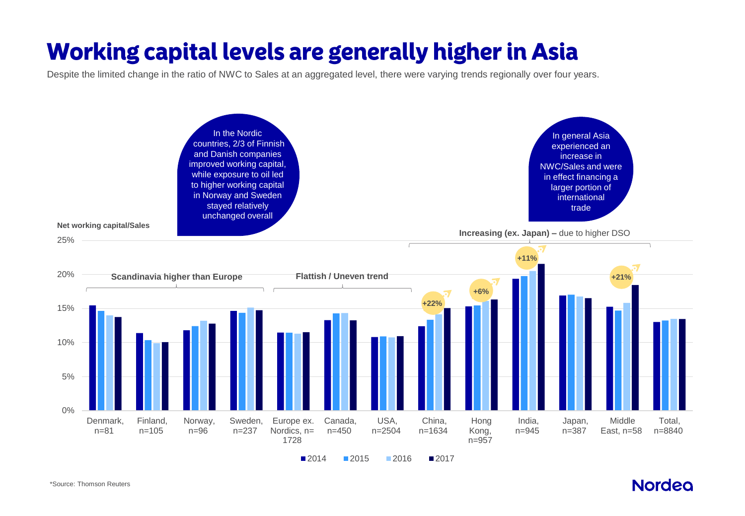# Working capital levels are generally higher in Asia

Despite the limited change in the ratio of NWC to Sales at an aggregated level, there were varying trends regionally over four years.

In the Nordic countries, 2/3 of Finnish and Danish companies improved working capital, while exposure to oil led to higher working capital in Norway and Sweden stayed relatively unchanged overall

In general Asia experienced an increase in NWC/Sales and were in effect financing a larger portion of international trade

**Net working capital/Sales**

**Scandinavia higher than Europe** — Denmark, n=81; Finland, n=105; Norway, n=96; Sweden, n=237

**Flattish / Uneven trend** — Europe ex. Nordics, n=1728; Canada, n=450; USA, n=2504

**Increasing (ex. Japan) –** due to higher DSO — China, n=1634 (+22%); Hong Kong, n=957 (+6%); India, n=945 (+11%); Japan, n=387; Middle East, n=58 (+21%)

Total, n=8840

Legend: 2014, 2015, 2016, 2017

*Source: Thomson Reuters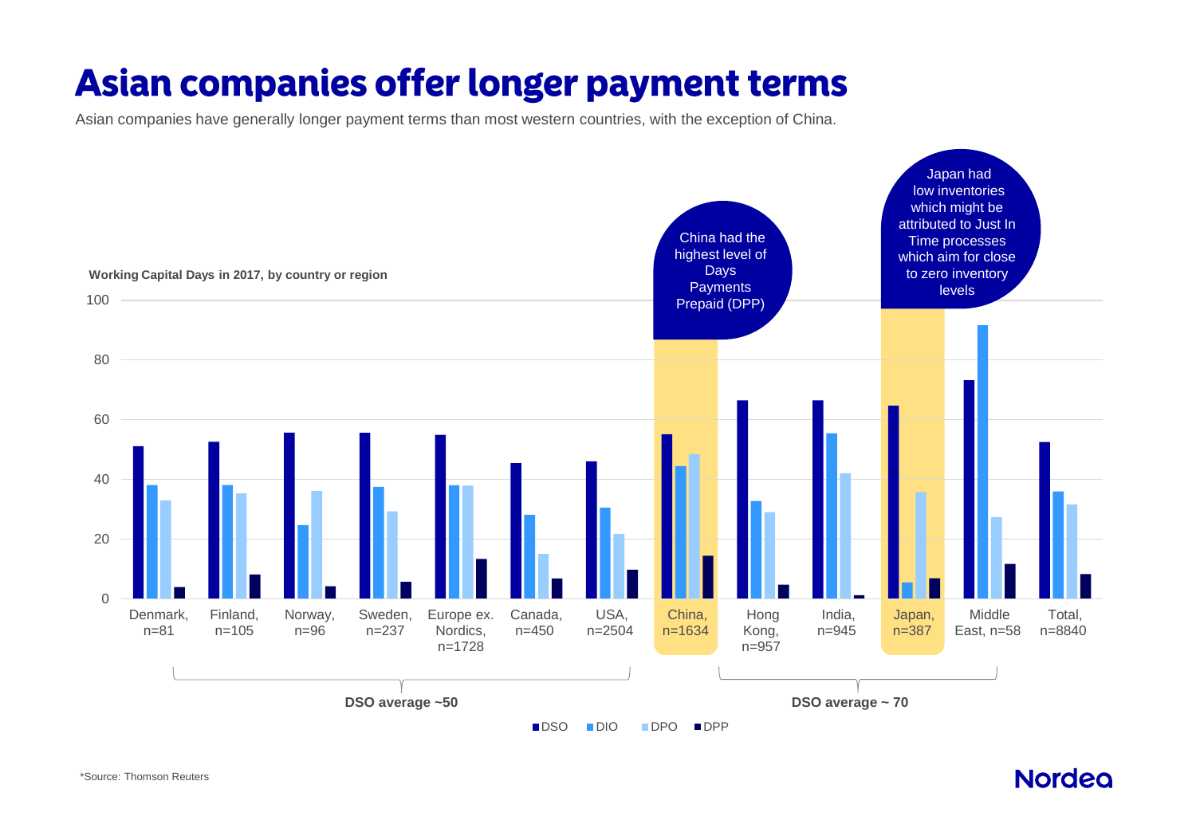# Asian companies offer longer payment terms

Asian companies have generally longer payment terms than most western countries, with the exception of China.

**Working Capital Days in 2017, by country or region**

China had the highest level of Days Payments Prepaid (DPP)

Japan had low inventories which might be attributed to Just In Time processes which aim for close to zero inventory levels

Denmark, n=81 | Finland, n=105 | Norway, n=96 | Sweden, n=237 | Europe ex. Nordics, n=1728 | Canada, n=450 | USA, n=2504 | China, n=1634 | Hong Kong, n=957 | India, n=945 | Japan, n=387 | Middle East, n=58 | Total, n=8840

**DSO average ~50** (Denmark – USA)

**DSO average ~ 70** (Hong Kong – Middle East)

DSO, DIO, DPO, DPP

*Source: Thomson Reuters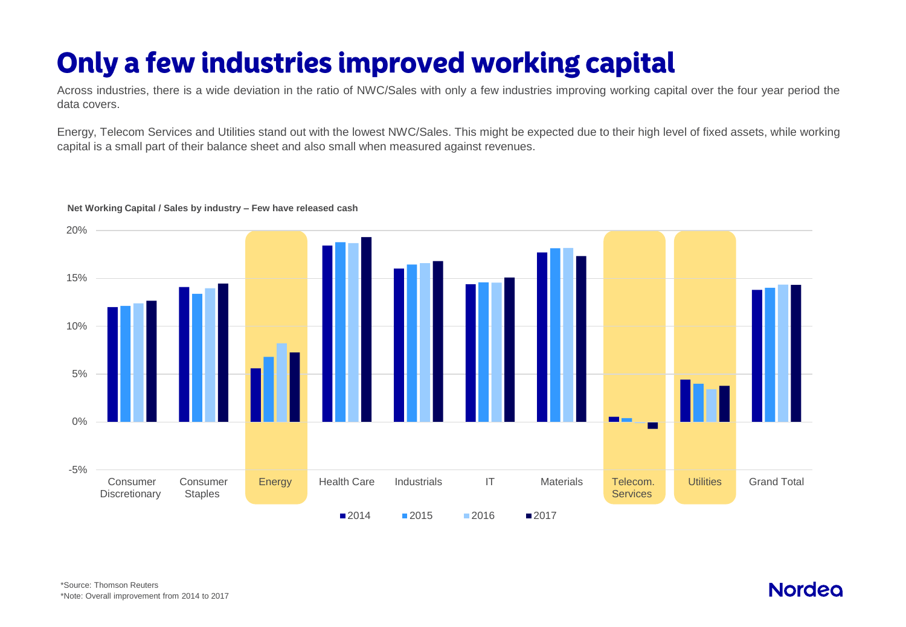# Only a few industries improved working capital

Across industries, there is a wide deviation in the ratio of NWC/Sales with only a few industries improving working capital over the four year period the data covers.

Energy, Telecom Services and Utilities stand out with the lowest NWC/Sales. This might be expected due to their high level of fixed assets, while working capital is a small part of their balance sheet and also small when measured against revenues.

**Net Working Capital / Sales by industry – Few have released cash**

*Source: Thomson Reuters

*Note: Overall improvement from 2014 to 2017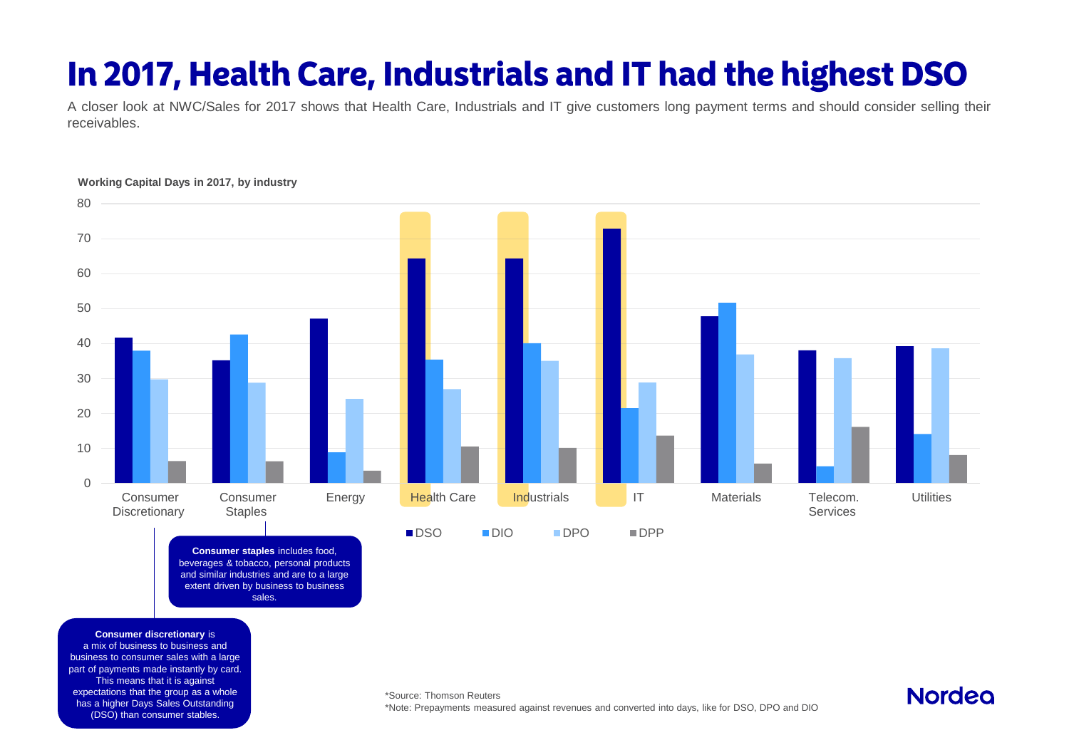# In 2017, Health Care, Industrials and IT had the highest DSO

A closer look at NWC/Sales for 2017 shows that Health Care, Industrials and IT give customers long payment terms and should consider selling their receivables.

**Working Capital Days in 2017, by industry**

| Industry | DSO | DIO | DPO | DPP |
|---|---|---|---|---|
| Consumer Discretionary | 42 | 38 | 30 | 6 |
| Consumer Staples | 35 | 43 | 29 | 6 |
| Energy | 47 | 9 | 24 | 3 |
| Health Care | 64 | 35 | 27 | 10 |
| Industrials | 64 | 40 | 35 | 10 |
| IT | 73 | 21 | 29 | 14 |
| Materials | 48 | 52 | 37 | 5 |
| Telecom. Services | 38 | 5 | 36 | 16 |
| Utilities | 39 | 14 | 39 | 8 |

**Consumer staples** includes food, beverages & tobacco, personal products and similar industries and are to a large extent driven by business to business sales.

**Consumer discretionary** is a mix of business to business and business to consumer sales with a large part of payments made instantly by card. This means that it is against expectations that the group as a whole has a higher Days Sales Outstanding (DSO) than consumer stables.

*Source: Thomson Reuters
*Note: Prepayments measured against revenues and converted into days, like for DSO, DPO and DIO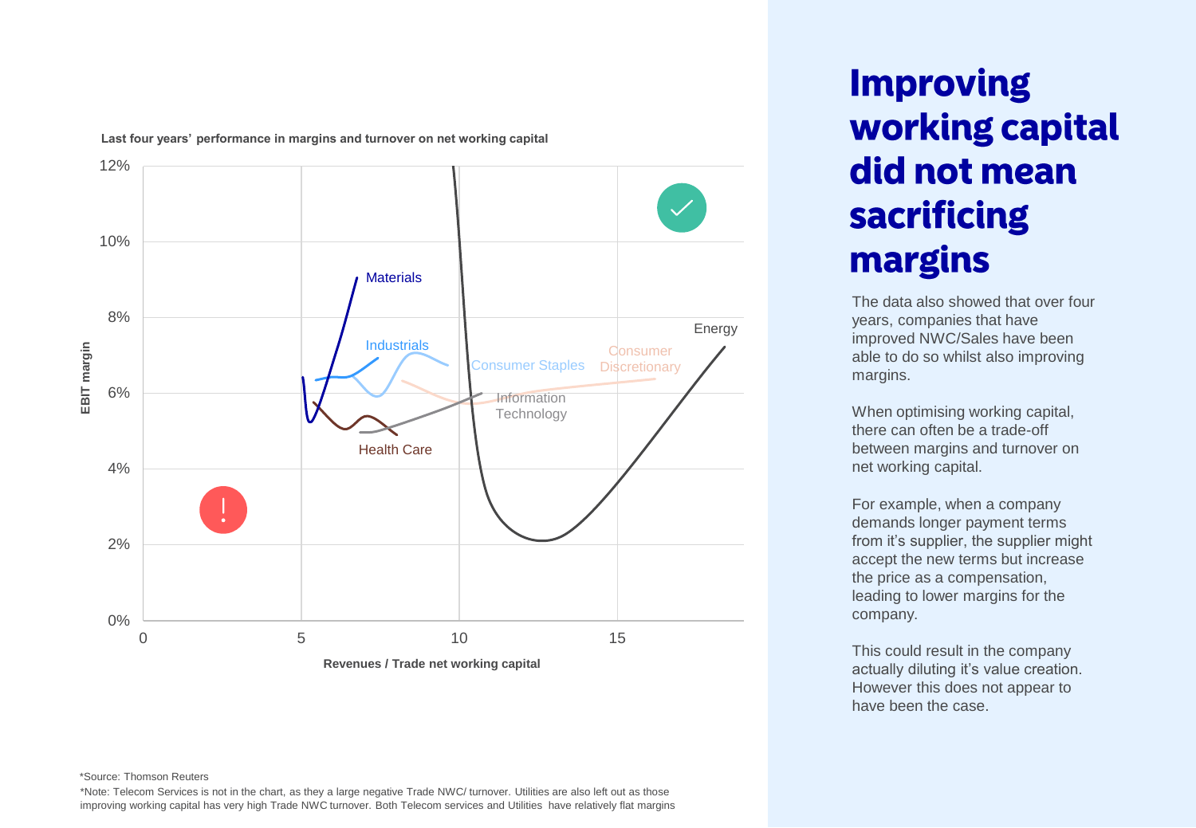# Improving working capital did not mean sacrificing margins

The data also showed that over four years, companies that have improved NWC/Sales have been able to do so whilst also improving margins.

When optimising working capital, there can often be a trade-off between margins and turnover on net working capital.

For example, when a company demands longer payment terms from it's supplier, the supplier might accept the new terms but increase the price as a compensation, leading to lower margins for the company.

This could result in the company actually diluting it's value creation. However this does not appear to have been the case.

**Last four years' performance in margins and turnover on net working capital**

Y-axis: EBIT margin (0%–12%). X-axis: Revenues / Trade net working capital (0–15+).

Series: Materials, Industrials, Consumer Staples, Consumer Discretionary, Energy, Information Technology, Health Care

*Source: Thomson Reuters

*Note: Telecom Services is not in the chart, as they a large negative Trade NWC/ turnover. Utilities are also left out as those improving working capital has very high Trade NWC turnover. Both Telecom services and Utilities have relatively flat margins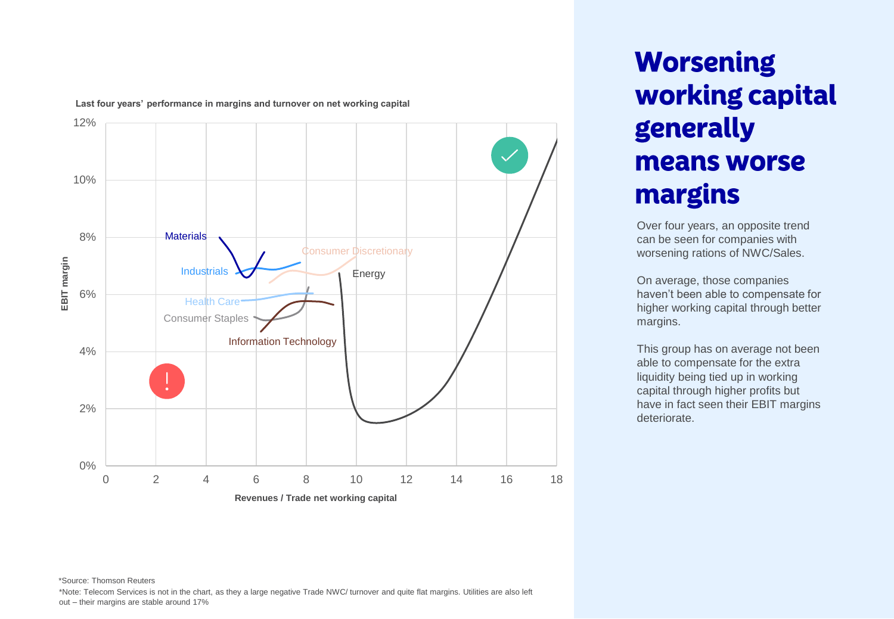# Worsening working capital generally means worse margins

Over four years, an opposite trend can be seen for companies with worsening rations of NWC/Sales.

On average, those companies haven't been able to compensate for higher working capital through better margins.

This group has on average not been able to compensate for the extra liquidity being tied up in working capital through higher profits but have in fact seen their EBIT margins deteriorate.

**Last four years' performance in margins and turnover on net working capital**

*Source: Thomson Reuters

*Note: Telecom Services is not in the chart, as they a large negative Trade NWC/ turnover and quite flat margins. Utilities are also left out – their margins are stable around 17%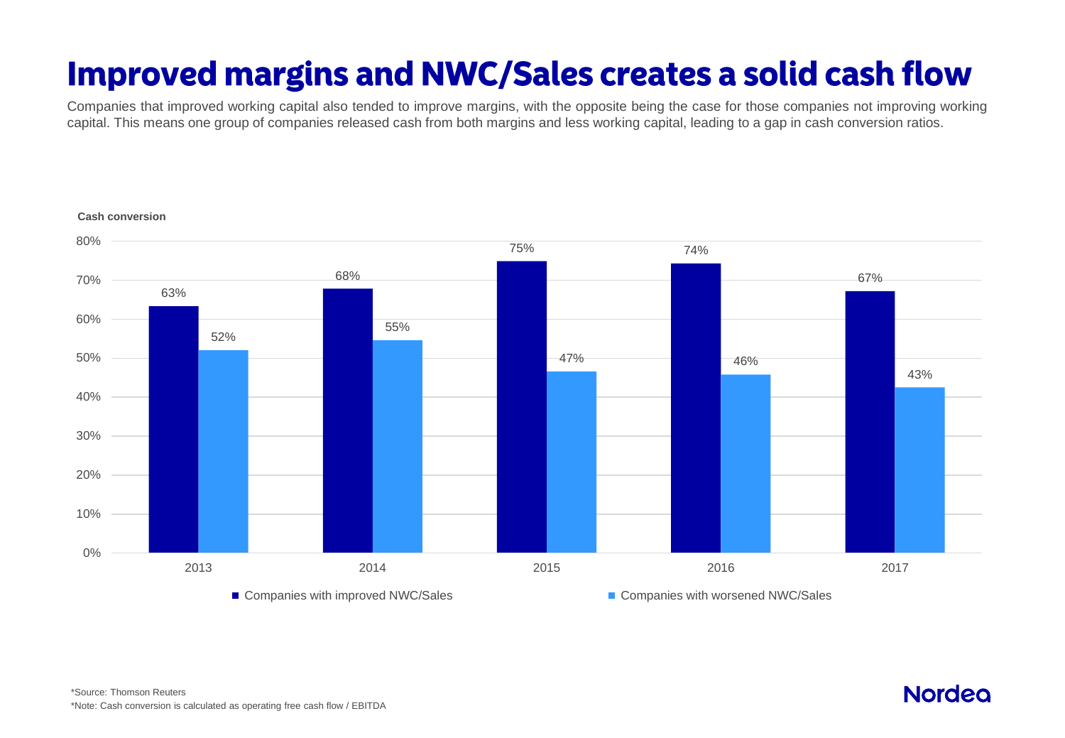# Improved margins and NWC/Sales creates a solid cash flow

Companies that improved working capital also tended to improve margins, with the opposite being the case for those companies not improving working capital. This means one group of companies released cash from both margins and less working capital, leading to a gap in cash conversion ratios.

**Cash conversion**

| Year | Companies with improved NWC/Sales | Companies with worsened NWC/Sales |
|---|---|---|
| 2013 | 63% | 52% |
| 2014 | 68% | 55% |
| 2015 | 75% | 47% |
| 2016 | 74% | 46% |
| 2017 | 67% | 43% |

*Source: Thomson Reuters

*Note: Cash conversion is calculated as operating free cash flow / EBITDA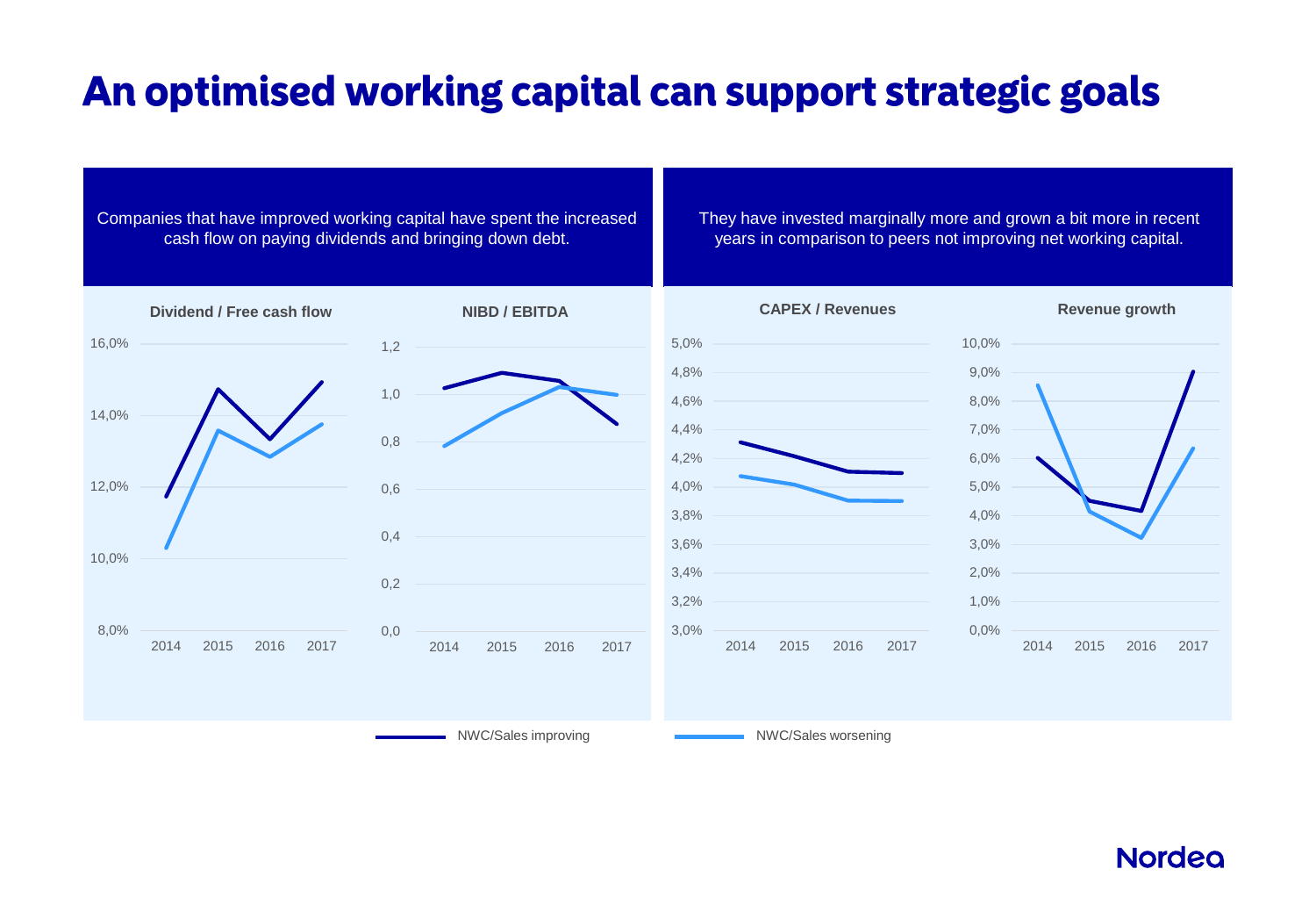# An optimised working capital can support strategic goals

Companies that have improved working capital have spent the increased cash flow on paying dividends and bringing down debt.

They have invested marginally more and grown a bit more in recent years in comparison to peers not improving net working capital.

**Dividend / Free cash flow**

**NIBD / EBITDA**

**CAPEX / Revenues**

**Revenue growth**

NWC/Sales improving

NWC/Sales worsening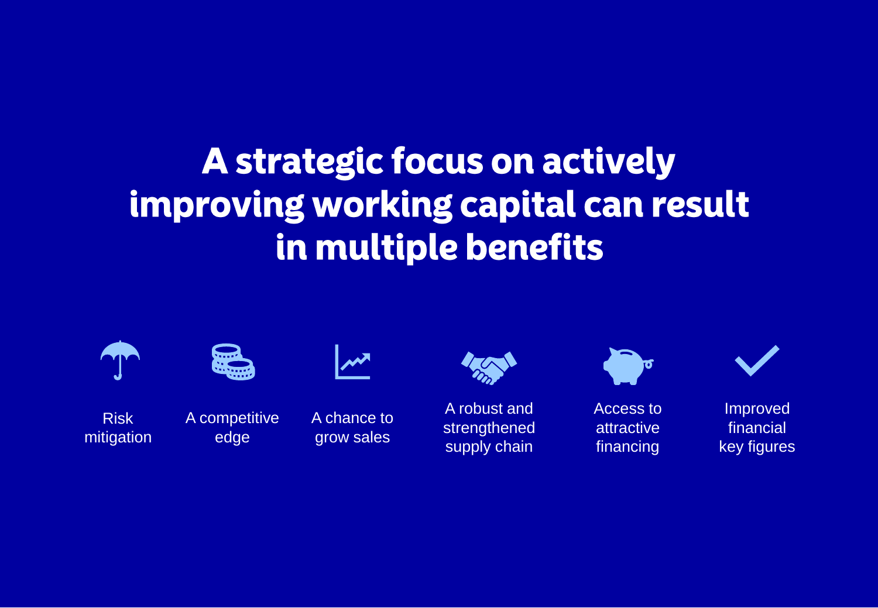# A strategic focus on actively improving working capital can result in multiple benefits

- Risk mitigation
- A competitive edge
- A chance to grow sales
- A robust and strengthened supply chain
- Access to attractive financing
- Improved financial key figures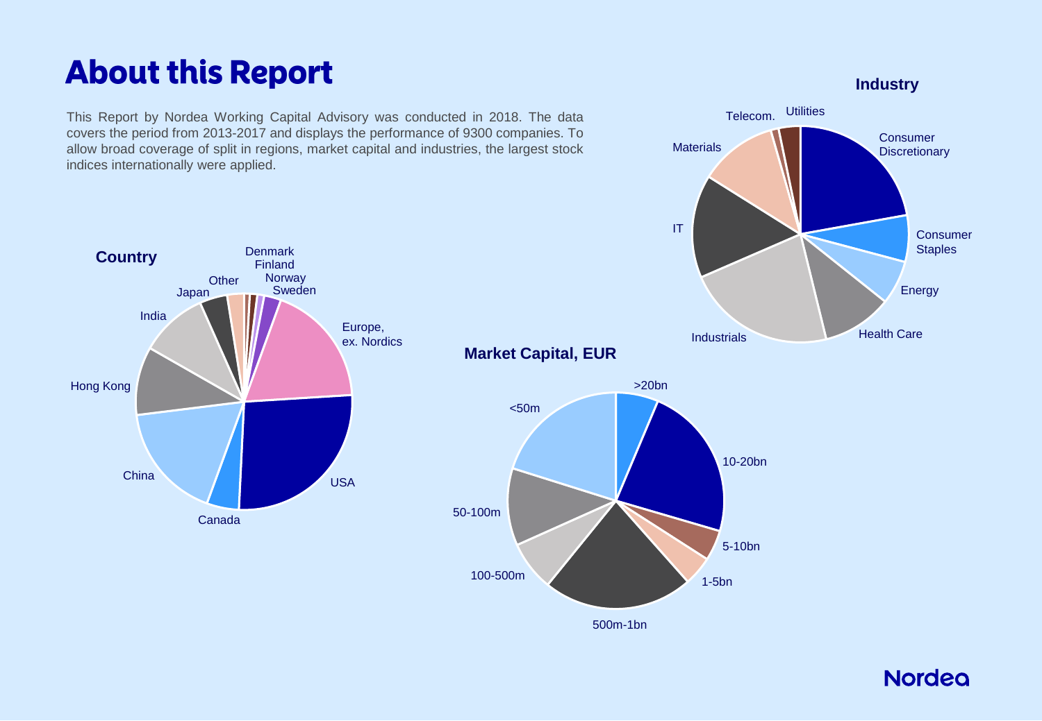# About this Report

This Report by Nordea Working Capital Advisory was conducted in 2018. The data covers the period from 2013-2017 and displays the performance of 9300 companies. To allow broad coverage of split in regions, market capital and industries, the largest stock indices internationally were applied.

**Industry**

Utilities, Telecom., Materials, IT, Industrials, Health Care, Energy, Consumer Staples, Consumer Discretionary

**Country**

Denmark, Finland, Norway, Sweden, Europe, ex. Nordics, USA, Canada, China, Hong Kong, India, Japan, Other

**Market Capital, EUR**

>20bn, 10-20bn, 5-10bn, 1-5bn, 500m-1bn, 100-500m, 50-100m, <50m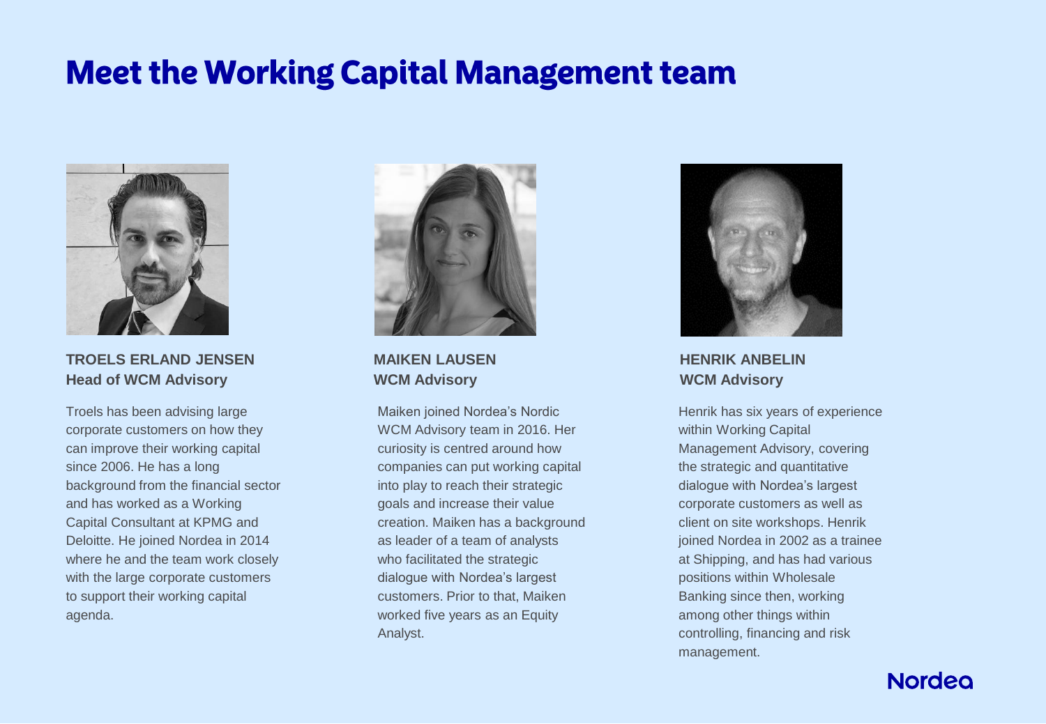# Meet the Working Capital Management team

**TROELS ERLAND JENSEN**
**Head of WCM Advisory**

Troels has been advising large corporate customers on how they can improve their working capital since 2006. He has a long background from the financial sector and has worked as a Working Capital Consultant at KPMG and Deloitte. He joined Nordea in 2014 where he and the team work closely with the large corporate customers to support their working capital agenda.

**MAIKEN LAUSEN**
**WCM Advisory**

Maiken joined Nordea's Nordic WCM Advisory team in 2016. Her curiosity is centred around how companies can put working capital into play to reach their strategic goals and increase their value creation. Maiken has a background as leader of a team of analysts who facilitated the strategic dialogue with Nordea's largest customers. Prior to that, Maiken worked five years as an Equity Analyst.

**HENRIK ANBELIN**
**WCM Advisory**

Henrik has six years of experience within Working Capital Management Advisory, covering the strategic and quantitative dialogue with Nordea's largest corporate customers as well as client on site workshops. Henrik joined Nordea in 2002 as a trainee at Shipping, and has had various positions within Wholesale Banking since then, working among other things within controlling, financing and risk management.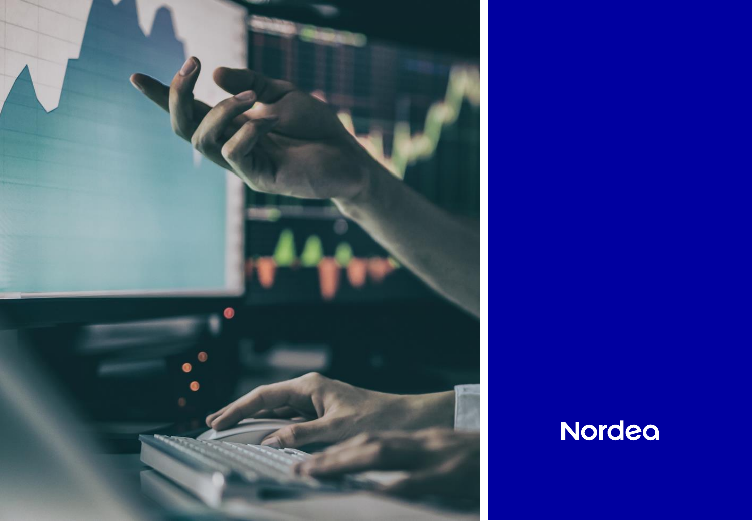Nordea